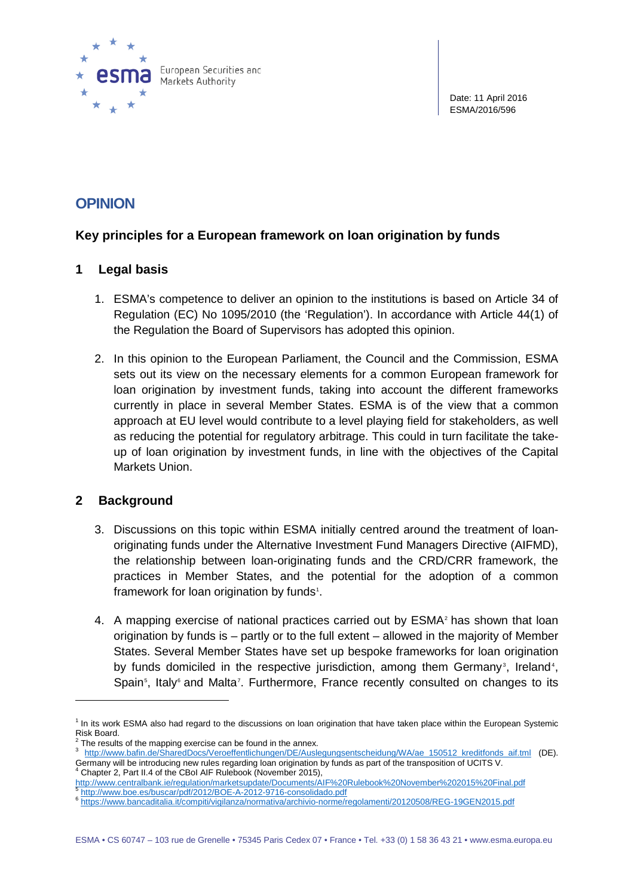European Securities and Markets Authority

Date: 11 April 2016
ESMA/2016/596

# OPINION

## Key principles for a European framework on loan origination by funds

## 1 Legal basis

1. ESMA's competence to deliver an opinion to the institutions is based on Article 34 of Regulation (EC) No 1095/2010 (the 'Regulation'). In accordance with Article 44(1) of the Regulation the Board of Supervisors has adopted this opinion.

2. In this opinion to the European Parliament, the Council and the Commission, ESMA sets out its view on the necessary elements for a common European framework for loan origination by investment funds, taking into account the different frameworks currently in place in several Member States. ESMA is of the view that a common approach at EU level would contribute to a level playing field for stakeholders, as well as reducing the potential for regulatory arbitrage. This could in turn facilitate the take-up of loan origination by investment funds, in line with the objectives of the Capital Markets Union.

## 2 Background

3. Discussions on this topic within ESMA initially centred around the treatment of loan-originating funds under the Alternative Investment Fund Managers Directive (AIFMD), the relationship between loan-originating funds and the CRD/CRR framework, the practices in Member States, and the potential for the adoption of a common framework for loan origination by funds[1].

4. A mapping exercise of national practices carried out by ESMA[2] has shown that loan origination by funds is – partly or to the full extent – allowed in the majority of Member States. Several Member States have set up bespoke frameworks for loan origination by funds domiciled in the respective jurisdiction, among them Germany[3], Ireland[4], Spain[5], Italy[6] and Malta[7]. Furthermore, France recently consulted on changes to its

---

[1] In its work ESMA also had regard to the discussions on loan origination that have taken place within the European Systemic Risk Board.

[2] The results of the mapping exercise can be found in the annex.

[3] http://www.bafin.de/SharedDocs/Veroeffentlichungen/DE/Auslegungsentscheidung/WA/ae_150512_kreditfonds_aif.tml (DE). Germany will be introducing new rules regarding loan origination by funds as part of the transposition of UCITS V.

[4] Chapter 2, Part II.4 of the CBoI AIF Rulebook (November 2015), http://www.centralbank.ie/regulation/marketsupdate/Documents/AIF%20Rulebook%20November%202015%20Final.pdf

[5] http://www.boe.es/buscar/pdf/2012/BOE-A-2012-9716-consolidado.pdf

[6] https://www.bancaditalia.it/compiti/vigilanza/normativa/archivio-norme/regolamenti/20120508/REG-19GEN2015.pdf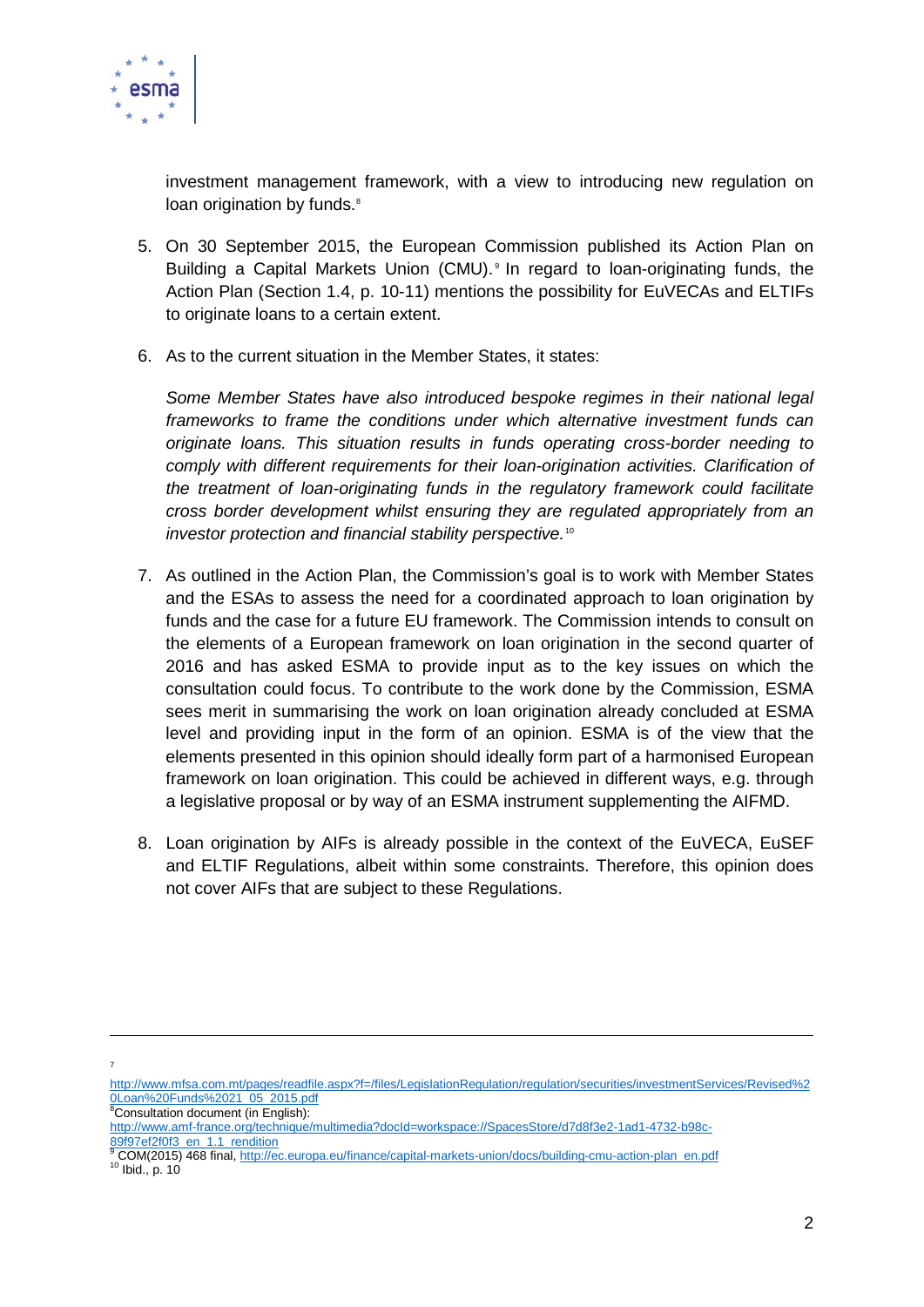investment management framework, with a view to introducing new regulation on loan origination by funds.[8]

5. On 30 September 2015, the European Commission published its Action Plan on Building a Capital Markets Union (CMU).[9] In regard to loan-originating funds, the Action Plan (Section 1.4, p. 10-11) mentions the possibility for EuVECAs and ELTIFs to originate loans to a certain extent.

6. As to the current situation in the Member States, it states:

   *Some Member States have also introduced bespoke regimes in their national legal frameworks to frame the conditions under which alternative investment funds can originate loans. This situation results in funds operating cross-border needing to comply with different requirements for their loan-origination activities. Clarification of the treatment of loan-originating funds in the regulatory framework could facilitate cross border development whilst ensuring they are regulated appropriately from an investor protection and financial stability perspective.*[10]

7. As outlined in the Action Plan, the Commission's goal is to work with Member States and the ESAs to assess the need for a coordinated approach to loan origination by funds and the case for a future EU framework. The Commission intends to consult on the elements of a European framework on loan origination in the second quarter of 2016 and has asked ESMA to provide input as to the key issues on which the consultation could focus. To contribute to the work done by the Commission, ESMA sees merit in summarising the work on loan origination already concluded at ESMA level and providing input in the form of an opinion. ESMA is of the view that the elements presented in this opinion should ideally form part of a harmonised European framework on loan origination. This could be achieved in different ways, e.g. through a legislative proposal or by way of an ESMA instrument supplementing the AIFMD.

8. Loan origination by AIFs is already possible in the context of the EuVECA, EuSEF and ELTIF Regulations, albeit within some constraints. Therefore, this opinion does not cover AIFs that are subject to these Regulations.

---

[7] http://www.mfsa.com.mt/pages/readfile.aspx?f=/files/LegislationRegulation/regulation/securities/investmentServices/Revised%20Loan%20Funds%2021_05_2015.pdf

[8] Consultation document (in English): http://www.amf-france.org/technique/multimedia?docId=workspace://SpacesStore/d7d8f3e2-1ad1-4732-b98c-89f97ef2f0f3_en_1.1_rendition

[9] COM(2015) 468 final, http://ec.europa.eu/finance/capital-markets-union/docs/building-cmu-action-plan_en.pdf

[10] Ibid., p. 10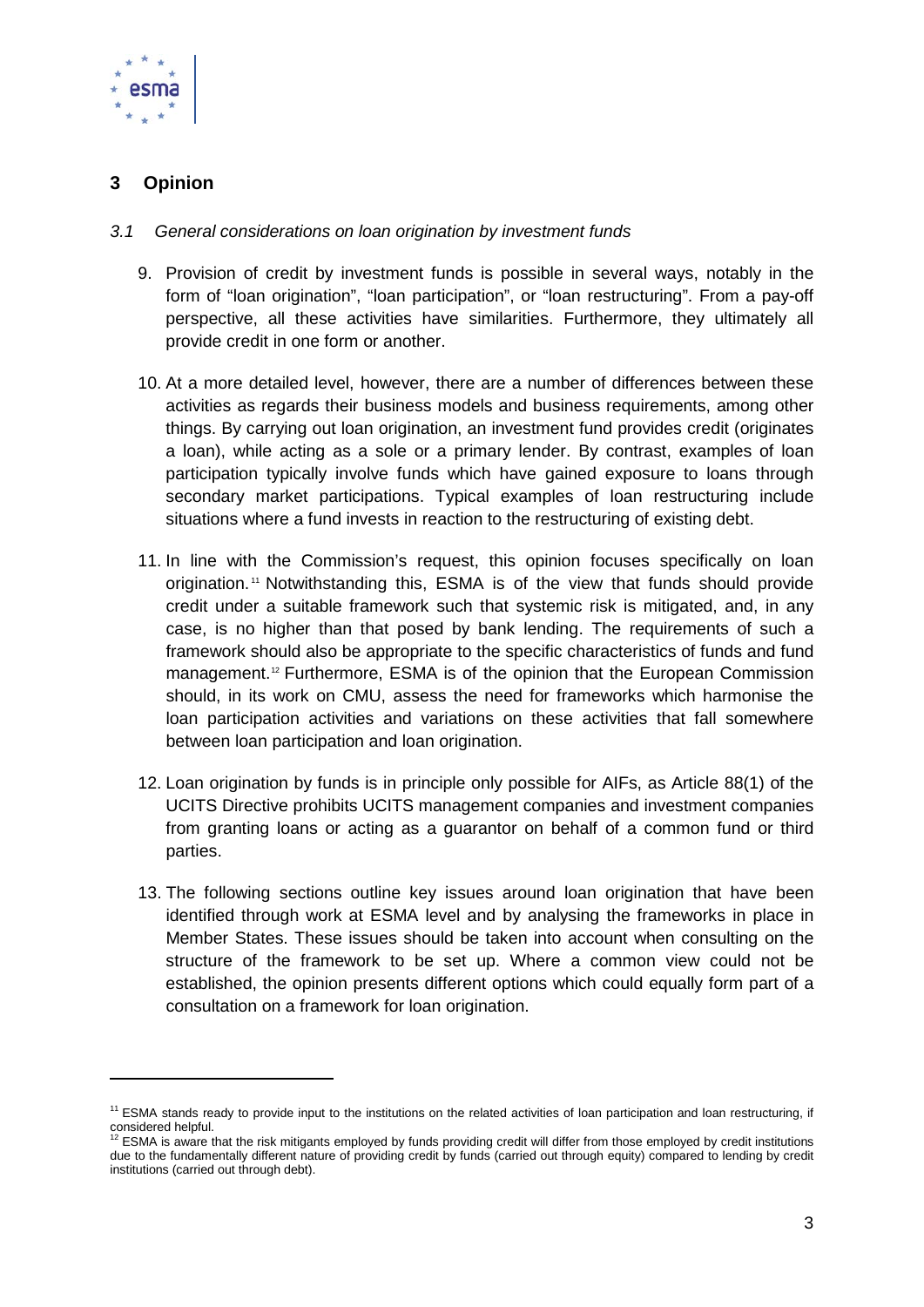## 3 Opinion

### *3.1 General considerations on loan origination by investment funds*

9. Provision of credit by investment funds is possible in several ways, notably in the form of "loan origination", "loan participation", or "loan restructuring". From a pay-off perspective, all these activities have similarities. Furthermore, they ultimately all provide credit in one form or another.

10. At a more detailed level, however, there are a number of differences between these activities as regards their business models and business requirements, among other things. By carrying out loan origination, an investment fund provides credit (originates a loan), while acting as a sole or a primary lender. By contrast, examples of loan participation typically involve funds which have gained exposure to loans through secondary market participations. Typical examples of loan restructuring include situations where a fund invests in reaction to the restructuring of existing debt.

11. In line with the Commission's request, this opinion focuses specifically on loan origination.[11] Notwithstanding this, ESMA is of the view that funds should provide credit under a suitable framework such that systemic risk is mitigated, and, in any case, is no higher than that posed by bank lending. The requirements of such a framework should also be appropriate to the specific characteristics of funds and fund management.[12] Furthermore, ESMA is of the opinion that the European Commission should, in its work on CMU, assess the need for frameworks which harmonise the loan participation activities and variations on these activities that fall somewhere between loan participation and loan origination.

12. Loan origination by funds is in principle only possible for AIFs, as Article 88(1) of the UCITS Directive prohibits UCITS management companies and investment companies from granting loans or acting as a guarantor on behalf of a common fund or third parties.

13. The following sections outline key issues around loan origination that have been identified through work at ESMA level and by analysing the frameworks in place in Member States. These issues should be taken into account when consulting on the structure of the framework to be set up. Where a common view could not be established, the opinion presents different options which could equally form part of a consultation on a framework for loan origination.

---

[11] ESMA stands ready to provide input to the institutions on the related activities of loan participation and loan restructuring, if considered helpful.

[12] ESMA is aware that the risk mitigants employed by funds providing credit will differ from those employed by credit institutions due to the fundamentally different nature of providing credit by funds (carried out through equity) compared to lending by credit institutions (carried out through debt).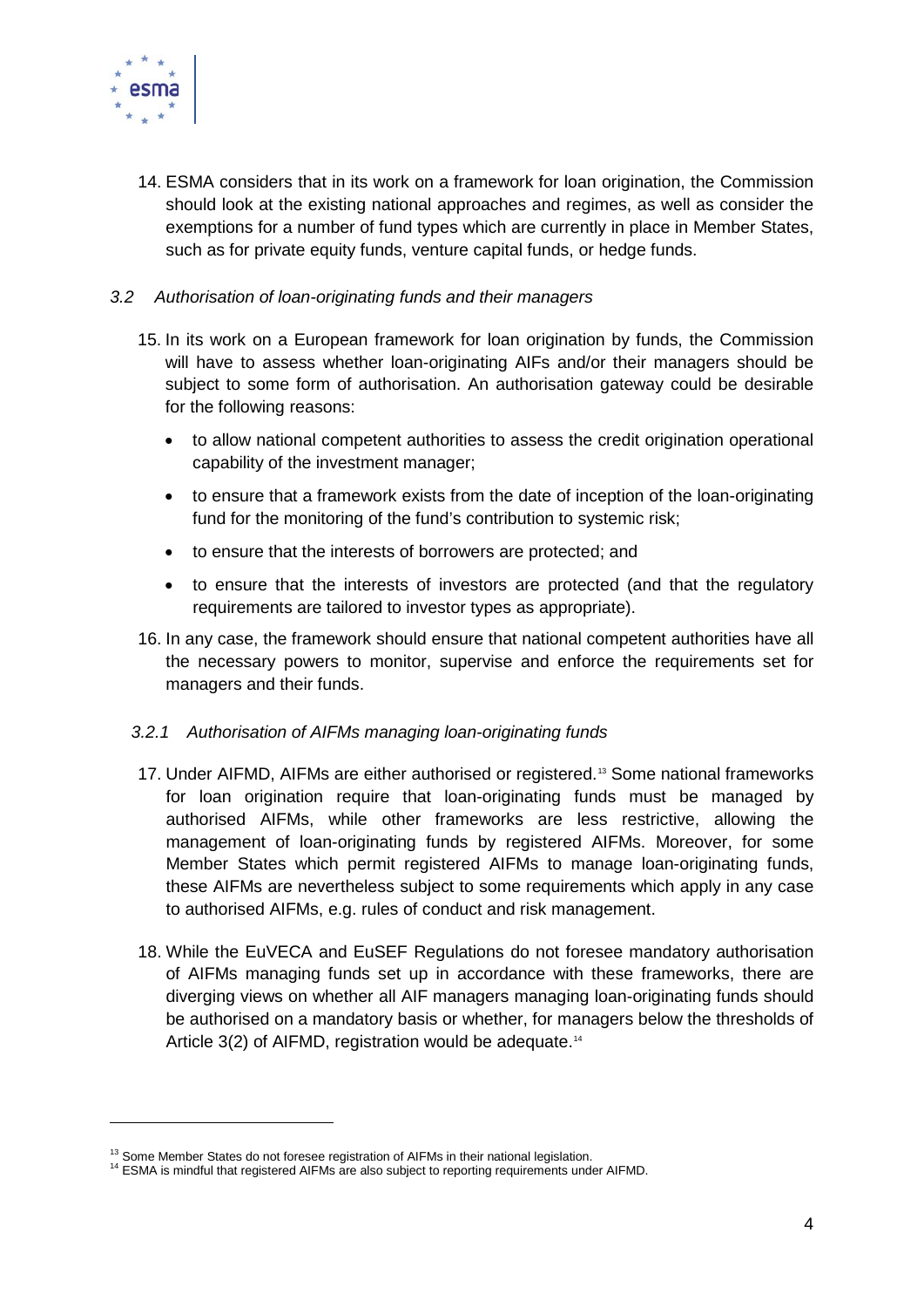14. ESMA considers that in its work on a framework for loan origination, the Commission should look at the existing national approaches and regimes, as well as consider the exemptions for a number of fund types which are currently in place in Member States, such as for private equity funds, venture capital funds, or hedge funds.

### *3.2 Authorisation of loan-originating funds and their managers*

15. In its work on a European framework for loan origination by funds, the Commission will have to assess whether loan-originating AIFs and/or their managers should be subject to some form of authorisation. An authorisation gateway could be desirable for the following reasons:

    - to allow national competent authorities to assess the credit origination operational capability of the investment manager;
    - to ensure that a framework exists from the date of inception of the loan-originating fund for the monitoring of the fund's contribution to systemic risk;
    - to ensure that the interests of borrowers are protected; and
    - to ensure that the interests of investors are protected (and that the regulatory requirements are tailored to investor types as appropriate).

16. In any case, the framework should ensure that national competent authorities have all the necessary powers to monitor, supervise and enforce the requirements set for managers and their funds.

#### *3.2.1 Authorisation of AIFMs managing loan-originating funds*

17. Under AIFMD, AIFMs are either authorised or registered.[13] Some national frameworks for loan origination require that loan-originating funds must be managed by authorised AIFMs, while other frameworks are less restrictive, allowing the management of loan-originating funds by registered AIFMs. Moreover, for some Member States which permit registered AIFMs to manage loan-originating funds, these AIFMs are nevertheless subject to some requirements which apply in any case to authorised AIFMs, e.g. rules of conduct and risk management.

18. While the EuVECA and EuSEF Regulations do not foresee mandatory authorisation of AIFMs managing funds set up in accordance with these frameworks, there are diverging views on whether all AIF managers managing loan-originating funds should be authorised on a mandatory basis or whether, for managers below the thresholds of Article 3(2) of AIFMD, registration would be adequate.[14]

---

[13] Some Member States do not foresee registration of AIFMs in their national legislation.

[14] ESMA is mindful that registered AIFMs are also subject to reporting requirements under AIFMD.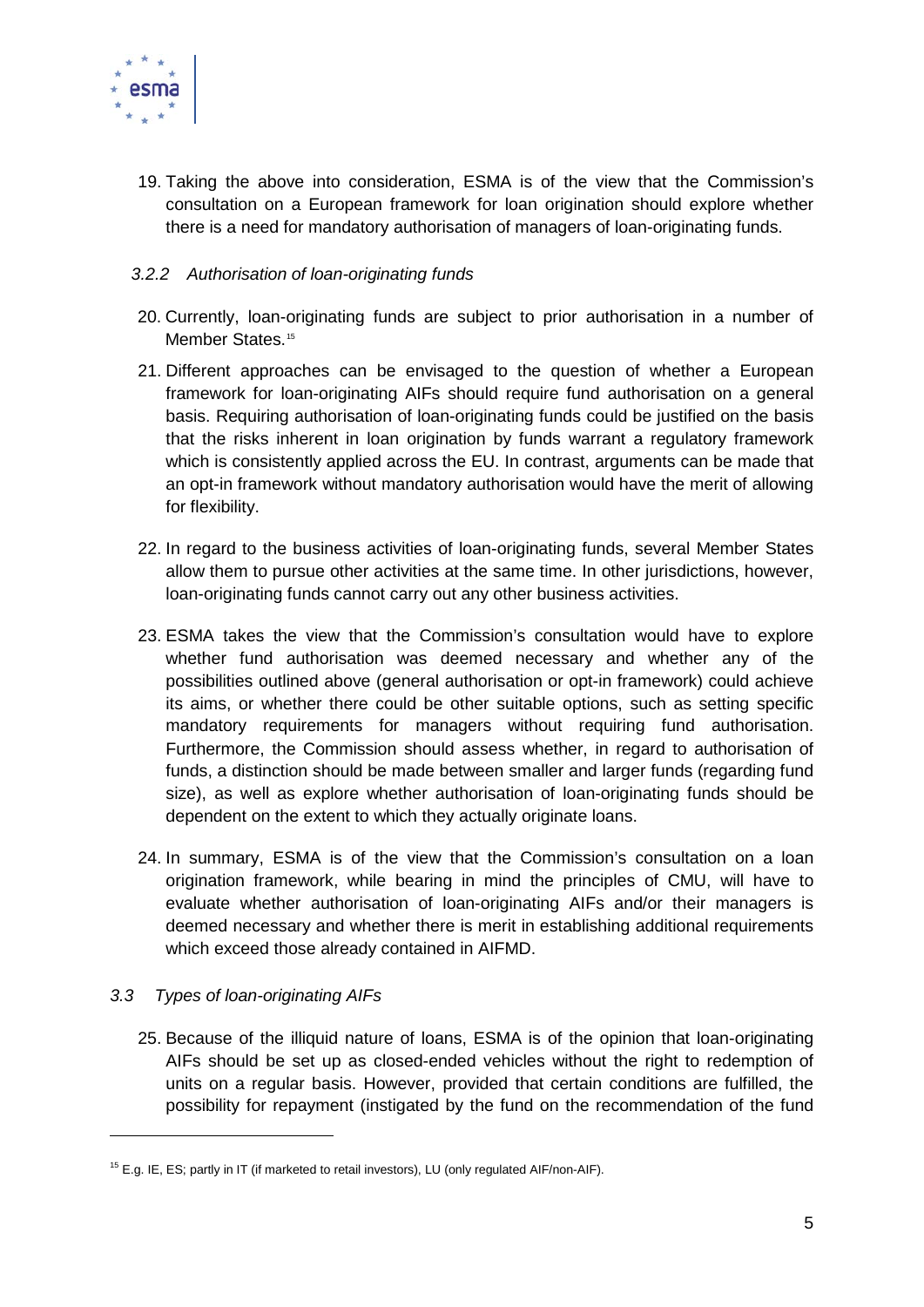19. Taking the above into consideration, ESMA is of the view that the Commission's consultation on a European framework for loan origination should explore whether there is a need for mandatory authorisation of managers of loan-originating funds.

### 3.2.2 *Authorisation of loan-originating funds*

20. Currently, loan-originating funds are subject to prior authorisation in a number of Member States.[15]

21. Different approaches can be envisaged to the question of whether a European framework for loan-originating AIFs should require fund authorisation on a general basis. Requiring authorisation of loan-originating funds could be justified on the basis that the risks inherent in loan origination by funds warrant a regulatory framework which is consistently applied across the EU. In contrast, arguments can be made that an opt-in framework without mandatory authorisation would have the merit of allowing for flexibility.

22. In regard to the business activities of loan-originating funds, several Member States allow them to pursue other activities at the same time. In other jurisdictions, however, loan-originating funds cannot carry out any other business activities.

23. ESMA takes the view that the Commission's consultation would have to explore whether fund authorisation was deemed necessary and whether any of the possibilities outlined above (general authorisation or opt-in framework) could achieve its aims, or whether there could be other suitable options, such as setting specific mandatory requirements for managers without requiring fund authorisation. Furthermore, the Commission should assess whether, in regard to authorisation of funds, a distinction should be made between smaller and larger funds (regarding fund size), as well as explore whether authorisation of loan-originating funds should be dependent on the extent to which they actually originate loans.

24. In summary, ESMA is of the view that the Commission's consultation on a loan origination framework, while bearing in mind the principles of CMU, will have to evaluate whether authorisation of loan-originating AIFs and/or their managers is deemed necessary and whether there is merit in establishing additional requirements which exceed those already contained in AIFMD.

## 3.3 *Types of loan-originating AIFs*

25. Because of the illiquid nature of loans, ESMA is of the opinion that loan-originating AIFs should be set up as closed-ended vehicles without the right to redemption of units on a regular basis. However, provided that certain conditions are fulfilled, the possibility for repayment (instigated by the fund on the recommendation of the fund

---

[15] E.g. IE, ES; partly in IT (if marketed to retail investors), LU (only regulated AIF/non-AIF).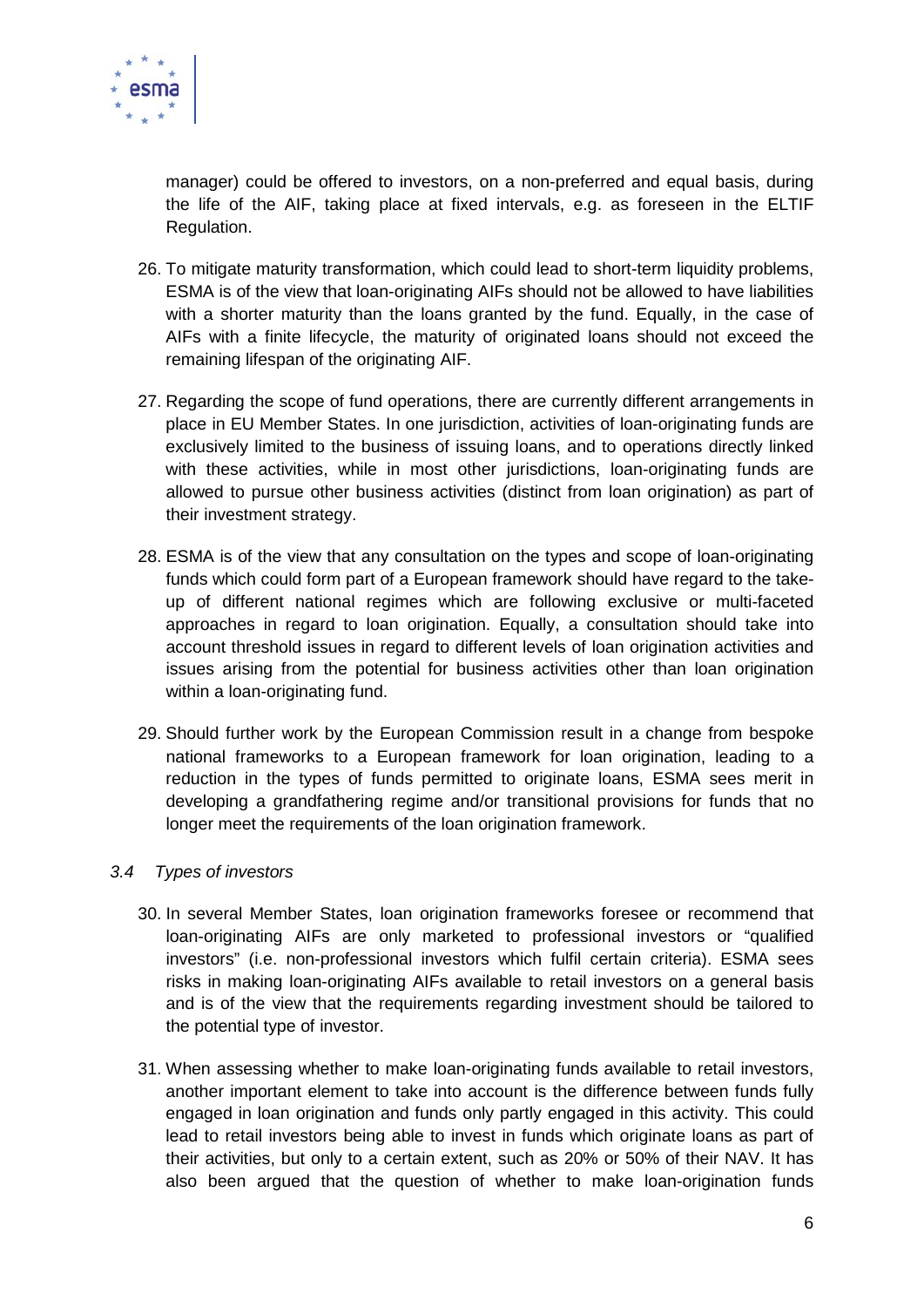manager) could be offered to investors, on a non-preferred and equal basis, during the life of the AIF, taking place at fixed intervals, e.g. as foreseen in the ELTIF Regulation.

26. To mitigate maturity transformation, which could lead to short-term liquidity problems, ESMA is of the view that loan-originating AIFs should not be allowed to have liabilities with a shorter maturity than the loans granted by the fund. Equally, in the case of AIFs with a finite lifecycle, the maturity of originated loans should not exceed the remaining lifespan of the originating AIF.

27. Regarding the scope of fund operations, there are currently different arrangements in place in EU Member States. In one jurisdiction, activities of loan-originating funds are exclusively limited to the business of issuing loans, and to operations directly linked with these activities, while in most other jurisdictions, loan-originating funds are allowed to pursue other business activities (distinct from loan origination) as part of their investment strategy.

28. ESMA is of the view that any consultation on the types and scope of loan-originating funds which could form part of a European framework should have regard to the take-up of different national regimes which are following exclusive or multi-faceted approaches in regard to loan origination. Equally, a consultation should take into account threshold issues in regard to different levels of loan origination activities and issues arising from the potential for business activities other than loan origination within a loan-originating fund.

29. Should further work by the European Commission result in a change from bespoke national frameworks to a European framework for loan origination, leading to a reduction in the types of funds permitted to originate loans, ESMA sees merit in developing a grandfathering regime and/or transitional provisions for funds that no longer meet the requirements of the loan origination framework.

### *3.4 Types of investors*

30. In several Member States, loan origination frameworks foresee or recommend that loan-originating AIFs are only marketed to professional investors or "qualified investors" (i.e. non-professional investors which fulfil certain criteria). ESMA sees risks in making loan-originating AIFs available to retail investors on a general basis and is of the view that the requirements regarding investment should be tailored to the potential type of investor.

31. When assessing whether to make loan-originating funds available to retail investors, another important element to take into account is the difference between funds fully engaged in loan origination and funds only partly engaged in this activity. This could lead to retail investors being able to invest in funds which originate loans as part of their activities, but only to a certain extent, such as 20% or 50% of their NAV. It has also been argued that the question of whether to make loan-origination funds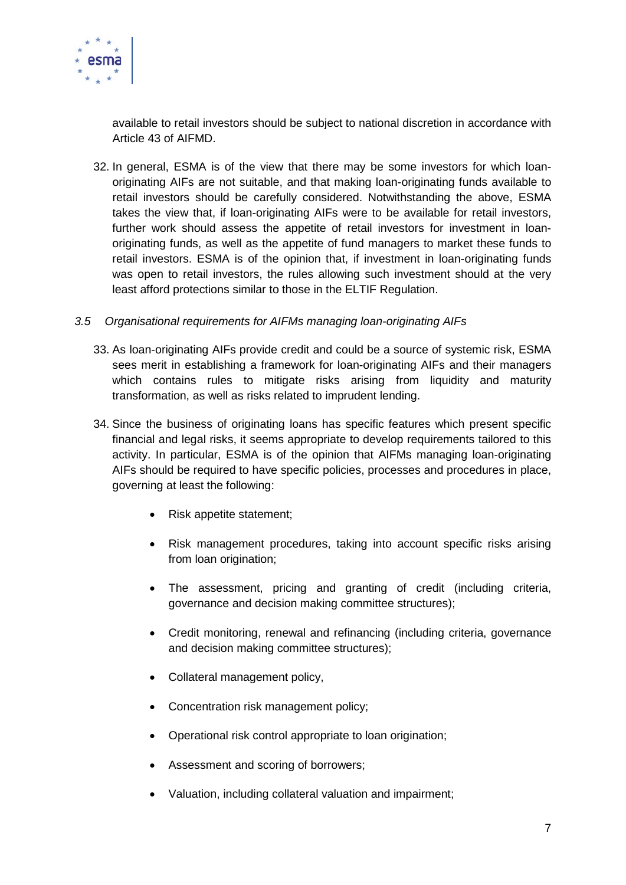available to retail investors should be subject to national discretion in accordance with Article 43 of AIFMD.

32. In general, ESMA is of the view that there may be some investors for which loan-originating AIFs are not suitable, and that making loan-originating funds available to retail investors should be carefully considered. Notwithstanding the above, ESMA takes the view that, if loan-originating AIFs were to be available for retail investors, further work should assess the appetite of retail investors for investment in loan-originating funds, as well as the appetite of fund managers to market these funds to retail investors. ESMA is of the opinion that, if investment in loan-originating funds was open to retail investors, the rules allowing such investment should at the very least afford protections similar to those in the ELTIF Regulation.

### *3.5 Organisational requirements for AIFMs managing loan-originating AIFs*

33. As loan-originating AIFs provide credit and could be a source of systemic risk, ESMA sees merit in establishing a framework for loan-originating AIFs and their managers which contains rules to mitigate risks arising from liquidity and maturity transformation, as well as risks related to imprudent lending.

34. Since the business of originating loans has specific features which present specific financial and legal risks, it seems appropriate to develop requirements tailored to this activity. In particular, ESMA is of the opinion that AIFMs managing loan-originating AIFs should be required to have specific policies, processes and procedures in place, governing at least the following:

    - Risk appetite statement;
    - Risk management procedures, taking into account specific risks arising from loan origination;
    - The assessment, pricing and granting of credit (including criteria, governance and decision making committee structures);
    - Credit monitoring, renewal and refinancing (including criteria, governance and decision making committee structures);
    - Collateral management policy,
    - Concentration risk management policy;
    - Operational risk control appropriate to loan origination;
    - Assessment and scoring of borrowers;
    - Valuation, including collateral valuation and impairment;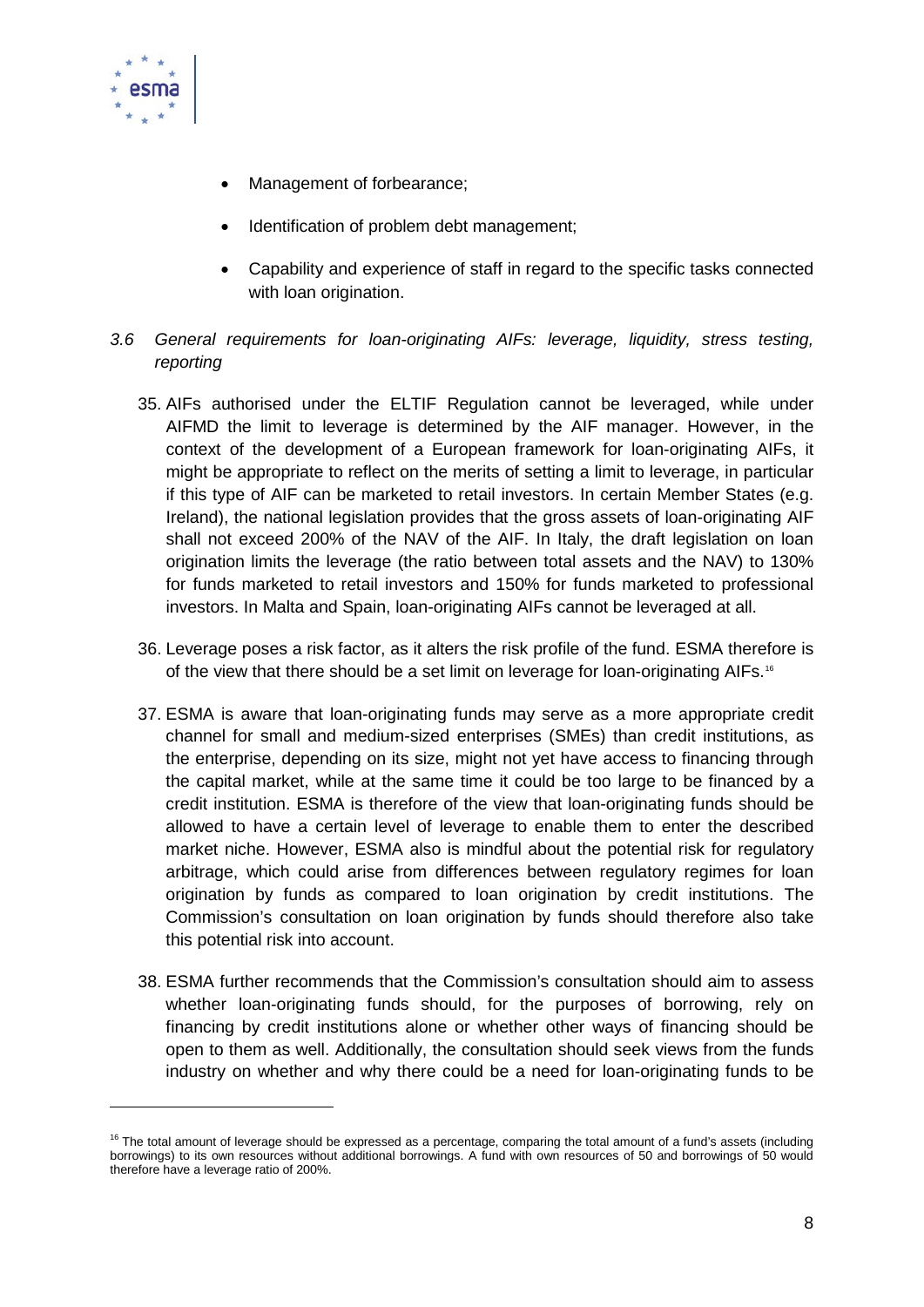- Management of forbearance;
- Identification of problem debt management;
- Capability and experience of staff in regard to the specific tasks connected with loan origination.

### *3.6 General requirements for loan-originating AIFs: leverage, liquidity, stress testing, reporting*

35. AIFs authorised under the ELTIF Regulation cannot be leveraged, while under AIFMD the limit to leverage is determined by the AIF manager. However, in the context of the development of a European framework for loan-originating AIFs, it might be appropriate to reflect on the merits of setting a limit to leverage, in particular if this type of AIF can be marketed to retail investors. In certain Member States (e.g. Ireland), the national legislation provides that the gross assets of loan-originating AIF shall not exceed 200% of the NAV of the AIF. In Italy, the draft legislation on loan origination limits the leverage (the ratio between total assets and the NAV) to 130% for funds marketed to retail investors and 150% for funds marketed to professional investors. In Malta and Spain, loan-originating AIFs cannot be leveraged at all.

36. Leverage poses a risk factor, as it alters the risk profile of the fund. ESMA therefore is of the view that there should be a set limit on leverage for loan-originating AIFs.[16]

37. ESMA is aware that loan-originating funds may serve as a more appropriate credit channel for small and medium-sized enterprises (SMEs) than credit institutions, as the enterprise, depending on its size, might not yet have access to financing through the capital market, while at the same time it could be too large to be financed by a credit institution. ESMA is therefore of the view that loan-originating funds should be allowed to have a certain level of leverage to enable them to enter the described market niche. However, ESMA also is mindful about the potential risk for regulatory arbitrage, which could arise from differences between regulatory regimes for loan origination by funds as compared to loan origination by credit institutions. The Commission's consultation on loan origination by funds should therefore also take this potential risk into account.

38. ESMA further recommends that the Commission's consultation should aim to assess whether loan-originating funds should, for the purposes of borrowing, rely on financing by credit institutions alone or whether other ways of financing should be open to them as well. Additionally, the consultation should seek views from the funds industry on whether and why there could be a need for loan-originating funds to be

---

[16] The total amount of leverage should be expressed as a percentage, comparing the total amount of a fund's assets (including borrowings) to its own resources without additional borrowings. A fund with own resources of 50 and borrowings of 50 would therefore have a leverage ratio of 200%.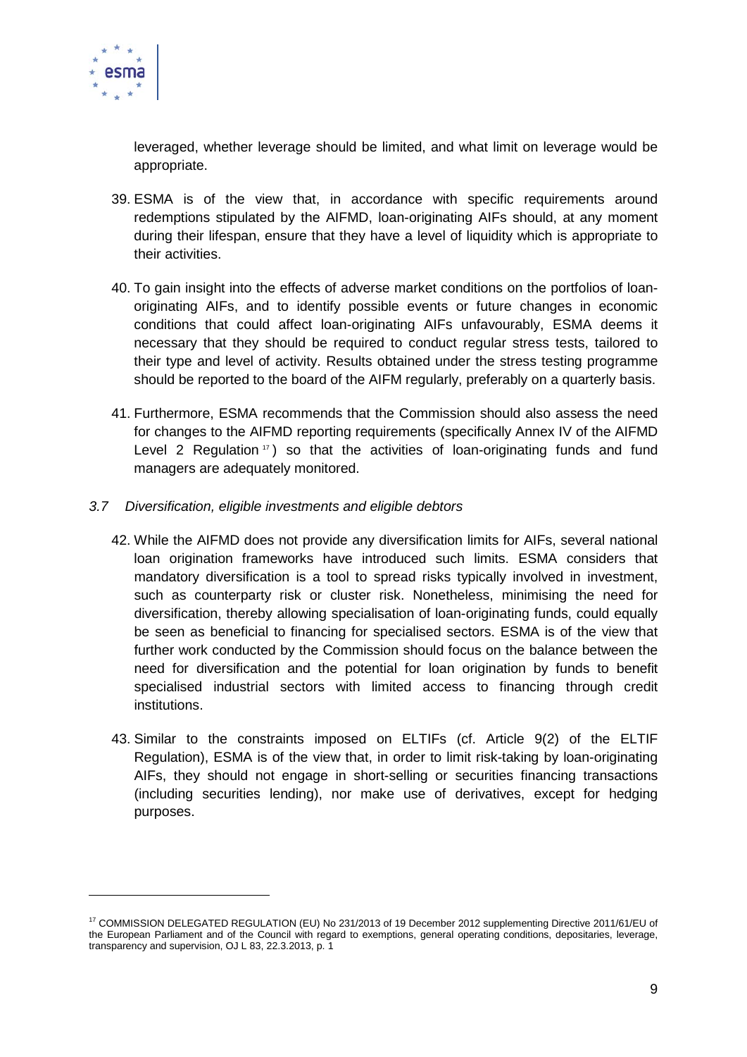leveraged, whether leverage should be limited, and what limit on leverage would be appropriate.

39. ESMA is of the view that, in accordance with specific requirements around redemptions stipulated by the AIFMD, loan-originating AIFs should, at any moment during their lifespan, ensure that they have a level of liquidity which is appropriate to their activities.

40. To gain insight into the effects of adverse market conditions on the portfolios of loan-originating AIFs, and to identify possible events or future changes in economic conditions that could affect loan-originating AIFs unfavourably, ESMA deems it necessary that they should be required to conduct regular stress tests, tailored to their type and level of activity. Results obtained under the stress testing programme should be reported to the board of the AIFM regularly, preferably on a quarterly basis.

41. Furthermore, ESMA recommends that the Commission should also assess the need for changes to the AIFMD reporting requirements (specifically Annex IV of the AIFMD Level 2 Regulation [17]) so that the activities of loan-originating funds and fund managers are adequately monitored.

### *3.7 Diversification, eligible investments and eligible debtors*

42. While the AIFMD does not provide any diversification limits for AIFs, several national loan origination frameworks have introduced such limits. ESMA considers that mandatory diversification is a tool to spread risks typically involved in investment, such as counterparty risk or cluster risk. Nonetheless, minimising the need for diversification, thereby allowing specialisation of loan-originating funds, could equally be seen as beneficial to financing for specialised sectors. ESMA is of the view that further work conducted by the Commission should focus on the balance between the need for diversification and the potential for loan origination by funds to benefit specialised industrial sectors with limited access to financing through credit institutions.

43. Similar to the constraints imposed on ELTIFs (cf. Article 9(2) of the ELTIF Regulation), ESMA is of the view that, in order to limit risk-taking by loan-originating AIFs, they should not engage in short-selling or securities financing transactions (including securities lending), nor make use of derivatives, except for hedging purposes.

---

[17] COMMISSION DELEGATED REGULATION (EU) No 231/2013 of 19 December 2012 supplementing Directive 2011/61/EU of the European Parliament and of the Council with regard to exemptions, general operating conditions, depositaries, leverage, transparency and supervision, OJ L 83, 22.3.2013, p. 1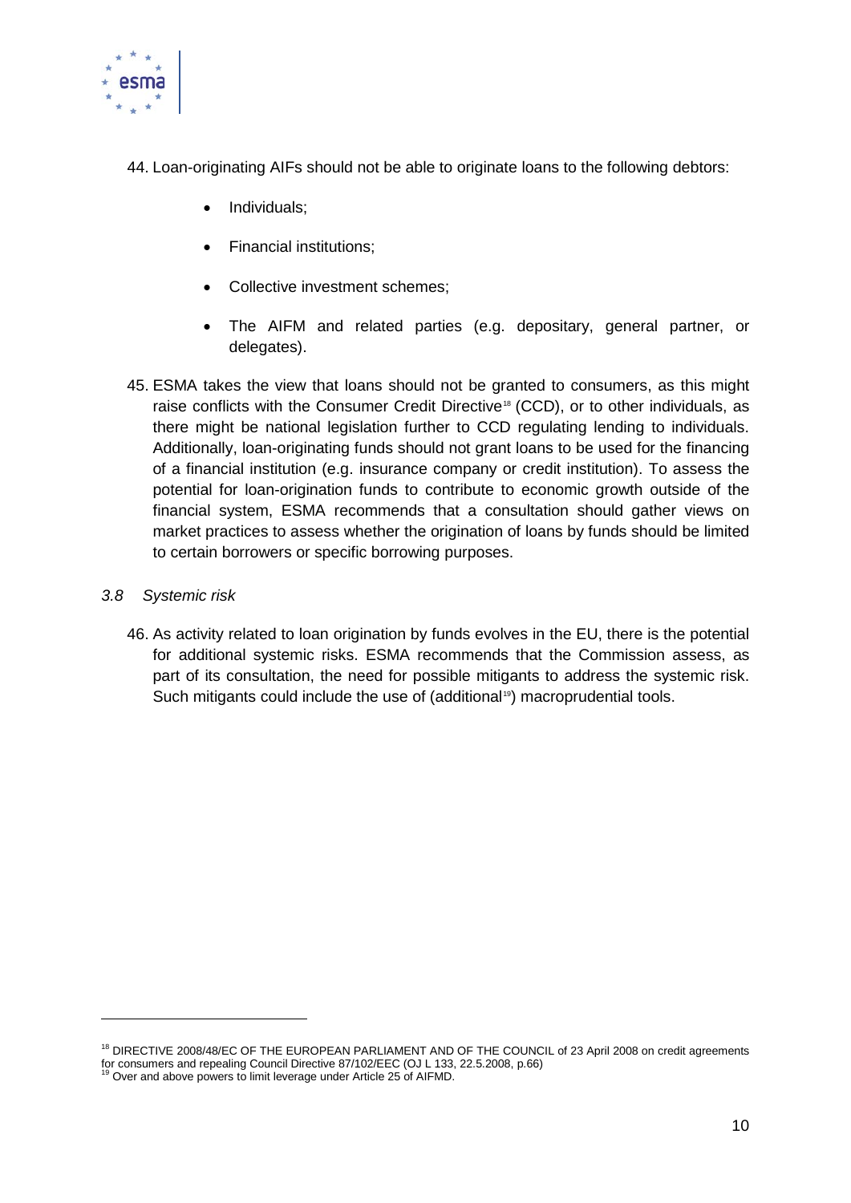44. Loan-originating AIFs should not be able to originate loans to the following debtors:

    - Individuals;
    - Financial institutions;
    - Collective investment schemes;
    - The AIFM and related parties (e.g. depositary, general partner, or delegates).

45. ESMA takes the view that loans should not be granted to consumers, as this might raise conflicts with the Consumer Credit Directive[18] (CCD), or to other individuals, as there might be national legislation further to CCD regulating lending to individuals. Additionally, loan-originating funds should not grant loans to be used for the financing of a financial institution (e.g. insurance company or credit institution). To assess the potential for loan-origination funds to contribute to economic growth outside of the financial system, ESMA recommends that a consultation should gather views on market practices to assess whether the origination of loans by funds should be limited to certain borrowers or specific borrowing purposes.

### *3.8 Systemic risk*

46. As activity related to loan origination by funds evolves in the EU, there is the potential for additional systemic risks. ESMA recommends that the Commission assess, as part of its consultation, the need for possible mitigants to address the systemic risk. Such mitigants could include the use of (additional[19]) macroprudential tools.

---

[18] DIRECTIVE 2008/48/EC OF THE EUROPEAN PARLIAMENT AND OF THE COUNCIL of 23 April 2008 on credit agreements for consumers and repealing Council Directive 87/102/EEC (OJ L 133, 22.5.2008, p.66)

[19] Over and above powers to limit leverage under Article 25 of AIFMD.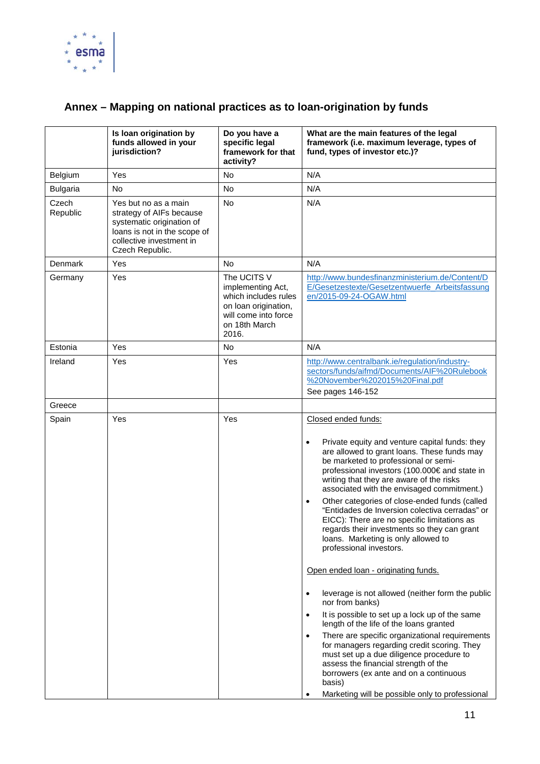# Annex – Mapping on national practices as to loan-origination by funds

| | Is loan origination by funds allowed in your jurisdiction? | Do you have a specific legal framework for that activity? | What are the main features of the legal framework (i.e. maximum leverage, types of fund, types of investor etc.)? |
|---|---|---|---|
| Belgium | Yes | No | N/A |
| Bulgaria | No | No | N/A |
| Czech Republic | Yes but no as a main strategy of AIFs because systematic origination of loans is not in the scope of collective investment in Czech Republic. | No | N/A |
| Denmark | Yes | No | N/A |
| Germany | Yes | The UCITS V implementing Act, which includes rules on loan origination, will come into force on 18th March 2016. | http://www.bundesfinanzministerium.de/Content/DE/Gesetzestexte/Gesetzentwuerfe_Arbeitsfassungen/2015-09-24-OGAW.html |
| Estonia | Yes | No | N/A |
| Ireland | Yes | Yes | http://www.centralbank.ie/regulation/industry-sectors/funds/aifmd/Documents/AIF%20Rulebook%20November%202015%20Final.pdf<br>See pages 146-152 |
| Greece | | | |
| Spain | Yes | Yes | Closed ended funds:<br>• Private equity and venture capital funds: they are allowed to grant loans. These funds may be marketed to professional or semi-professional investors (100.000€ and state in writing that they are aware of the risks associated with the envisaged commitment.)<br>• Other categories of close-ended funds (called "Entidades de Inversion colectiva cerradas" or EICC): There are no specific limitations as regards their investments so they can grant loans. Marketing is only allowed to professional investors.<br><br>Open ended loan - originating funds.<br>• leverage is not allowed (neither form the public nor from banks)<br>• It is possible to set up a lock up of the same length of the life of the loans granted<br>• There are specific organizational requirements for managers regarding credit scoring. They must set up a due diligence procedure to assess the financial strength of the borrowers (ex ante and on a continuous basis)<br>• Marketing will be possible only to professional |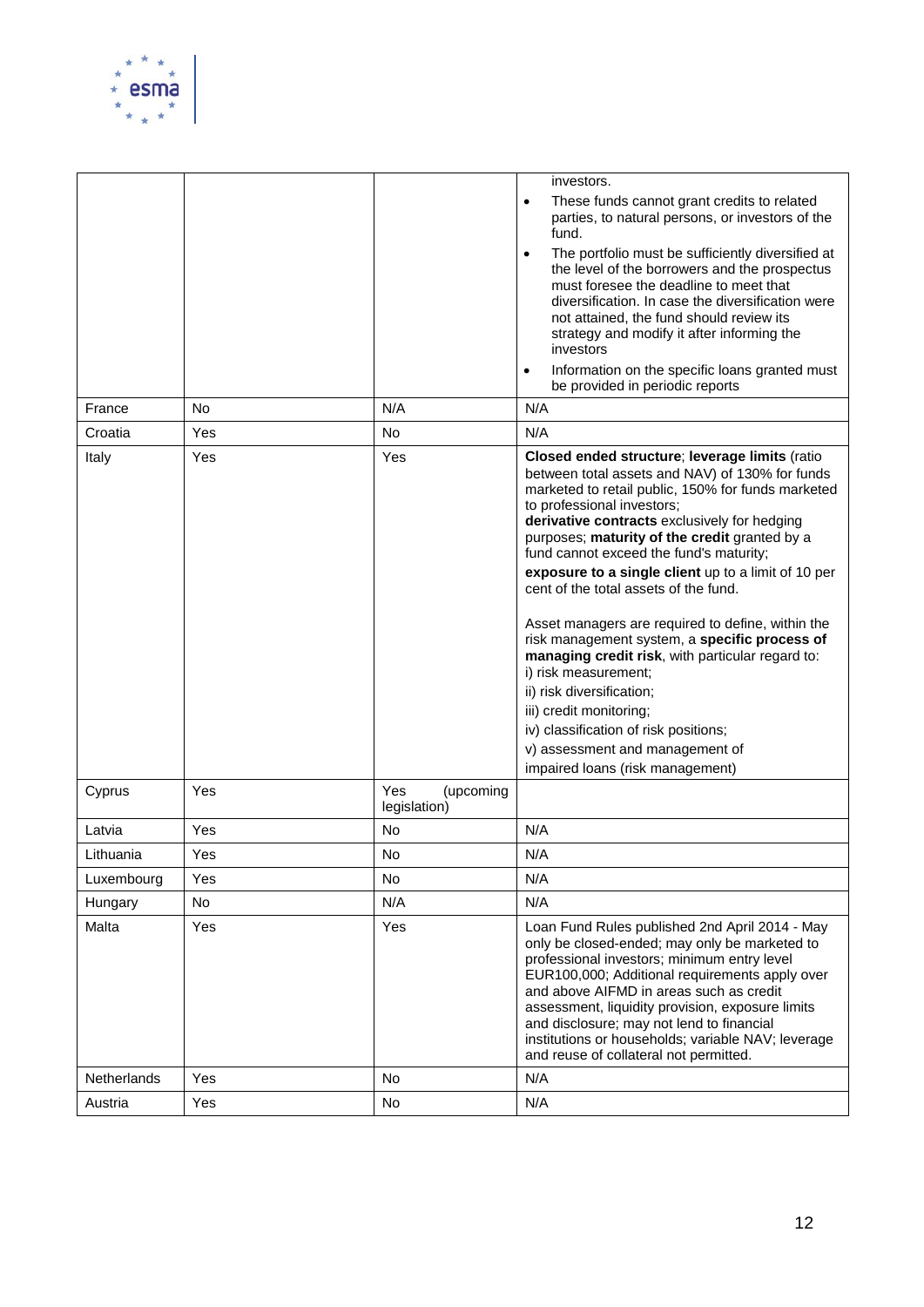| | | | |
|---|---|---|---|
| | | | investors.<br>• These funds cannot grant credits to related parties, to natural persons, or investors of the fund.<br>• The portfolio must be sufficiently diversified at the level of the borrowers and the prospectus must foresee the deadline to meet that diversification. In case the diversification were not attained, the fund should review its strategy and modify it after informing the investors<br>• Information on the specific loans granted must be provided in periodic reports |
| France | No | N/A | N/A |
| Croatia | Yes | No | N/A |
| Italy | Yes | Yes | **Closed ended structure**; **leverage limits** (ratio between total assets and NAV) of 130% for funds marketed to retail public, 150% for funds marketed to professional investors;<br>**derivative contracts** exclusively for hedging purposes; **maturity of the credit** granted by a fund cannot exceed the fund's maturity;<br>**exposure to a single client** up to a limit of 10 per cent of the total assets of the fund.<br><br>Asset managers are required to define, within the risk management system, a **specific process of managing credit risk**, with particular regard to:<br>i) risk measurement;<br>ii) risk diversification;<br>iii) credit monitoring;<br>iv) classification of risk positions;<br>v) assessment and management of impaired loans (risk management) |
| Cyprus | Yes | Yes (upcoming legislation) | |
| Latvia | Yes | No | N/A |
| Lithuania | Yes | No | N/A |
| Luxembourg | Yes | No | N/A |
| Hungary | No | N/A | N/A |
| Malta | Yes | Yes | Loan Fund Rules published 2nd April 2014 - May only be closed-ended; may only be marketed to professional investors; minimum entry level EUR100,000; Additional requirements apply over and above AIFMD in areas such as credit assessment, liquidity provision, exposure limits and disclosure; may not lend to financial institutions or households; variable NAV; leverage and reuse of collateral not permitted. |
| Netherlands | Yes | No | N/A |
| Austria | Yes | No | N/A |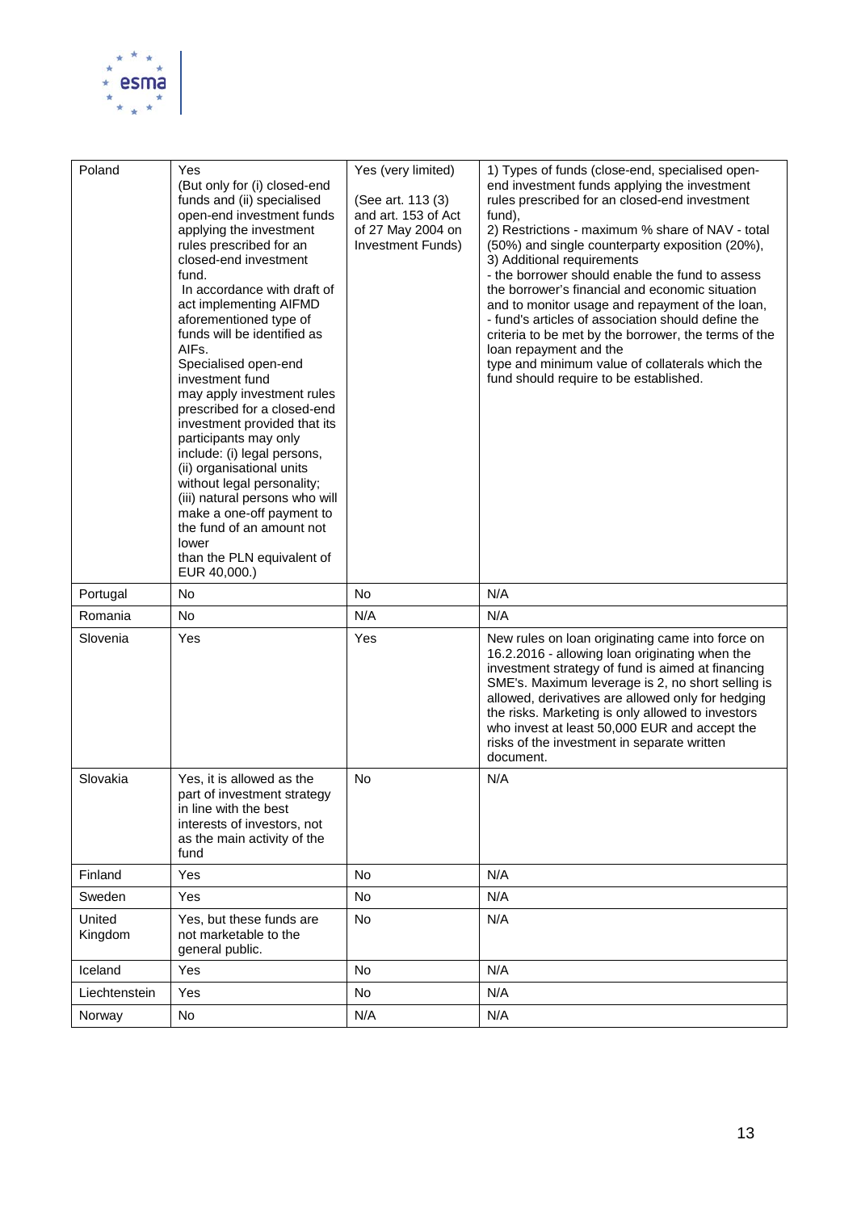| | | | |
|---|---|---|---|
| Poland | Yes (But only for (i) closed-end funds and (ii) specialised open-end investment funds applying the investment rules prescribed for an closed-end investment fund. In accordance with draft of act implementing AIFMD aforementioned type of funds will be identified as AIFs. Specialised open-end investment fund may apply investment rules prescribed for a closed-end investment provided that its participants may only include: (i) legal persons, (ii) organisational units without legal personality; (iii) natural persons who will make a one-off payment to the fund of an amount not lower than the PLN equivalent of EUR 40,000.) | Yes (very limited) (See art. 113 (3) and art. 153 of Act of 27 May 2004 on Investment Funds) | 1) Types of funds (close-end, specialised open-end investment funds applying the investment rules prescribed for an closed-end investment fund), 2) Restrictions - maximum % share of NAV - total (50%) and single counterparty exposition (20%), 3) Additional requirements - the borrower should enable the fund to assess the borrower's financial and economic situation and to monitor usage and repayment of the loan, - fund's articles of association should define the criteria to be met by the borrower, the terms of the loan repayment and the type and minimum value of collaterals which the fund should require to be established. |
| Portugal | No | No | N/A |
| Romania | No | N/A | N/A |
| Slovenia | Yes | Yes | New rules on loan originating came into force on 16.2.2016 - allowing loan originating when the investment strategy of fund is aimed at financing SME's. Maximum leverage is 2, no short selling is allowed, derivatives are allowed only for hedging the risks. Marketing is only allowed to investors who invest at least 50,000 EUR and accept the risks of the investment in separate written document. |
| Slovakia | Yes, it is allowed as the part of investment strategy in line with the best interests of investors, not as the main activity of the fund | No | N/A |
| Finland | Yes | No | N/A |
| Sweden | Yes | No | N/A |
| United Kingdom | Yes, but these funds are not marketable to the general public. | No | N/A |
| Iceland | Yes | No | N/A |
| Liechtenstein | Yes | No | N/A |
| Norway | No | N/A | N/A |